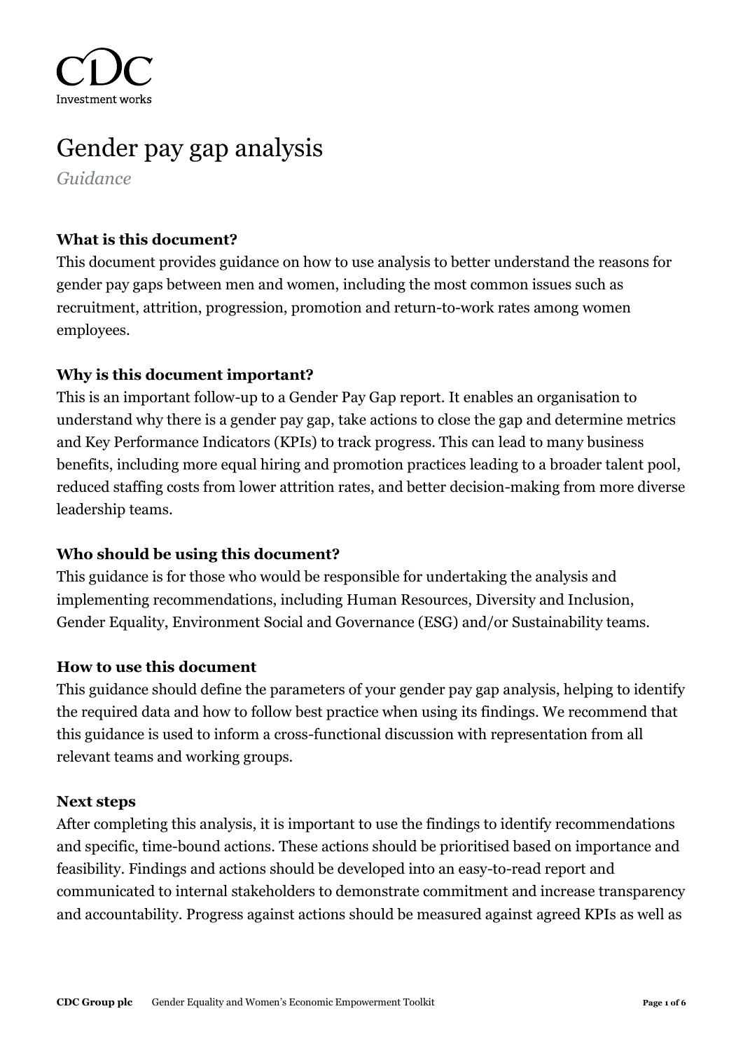CDC

Investment works

# Gender pay gap analysis

*Guidance*

### What is this document?

This document provides guidance on how to use analysis to better understand the reasons for gender pay gaps between men and women, including the most common issues such as recruitment, attrition, progression, promotion and return-to-work rates among women employees.

### Why is this document important?

This is an important follow-up to a Gender Pay Gap report. It enables an organisation to understand why there is a gender pay gap, take actions to close the gap and determine metrics and Key Performance Indicators (KPIs) to track progress. This can lead to many business benefits, including more equal hiring and promotion practices leading to a broader talent pool, reduced staffing costs from lower attrition rates, and better decision-making from more diverse leadership teams.

### Who should be using this document?

This guidance is for those who would be responsible for undertaking the analysis and implementing recommendations, including Human Resources, Diversity and Inclusion, Gender Equality, Environment Social and Governance (ESG) and/or Sustainability teams.

### How to use this document

This guidance should define the parameters of your gender pay gap analysis, helping to identify the required data and how to follow best practice when using its findings. We recommend that this guidance is used to inform a cross-functional discussion with representation from all relevant teams and working groups.

### Next steps

After completing this analysis, it is important to use the findings to identify recommendations and specific, time-bound actions. These actions should be prioritised based on importance and feasibility. Findings and actions should be developed into an easy-to-read report and communicated to internal stakeholders to demonstrate commitment and increase transparency and accountability. Progress against actions should be measured against agreed KPIs as well as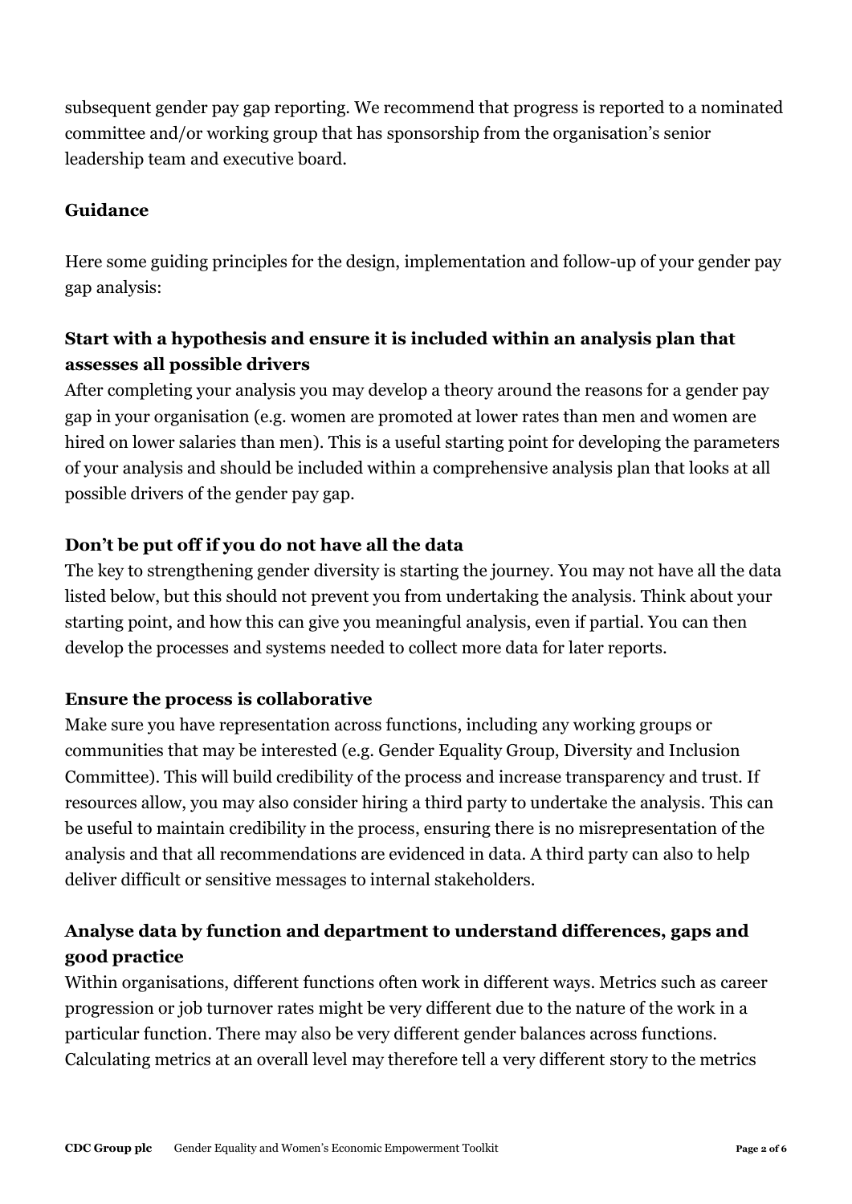subsequent gender pay gap reporting. We recommend that progress is reported to a nominated committee and/or working group that has sponsorship from the organisation's senior leadership team and executive board.

**Guidance**

Here some guiding principles for the design, implementation and follow-up of your gender pay gap analysis:

### Start with a hypothesis and ensure it is included within an analysis plan that assesses all possible drivers

After completing your analysis you may develop a theory around the reasons for a gender pay gap in your organisation (e.g. women are promoted at lower rates than men and women are hired on lower salaries than men). This is a useful starting point for developing the parameters of your analysis and should be included within a comprehensive analysis plan that looks at all possible drivers of the gender pay gap.

### Don't be put off if you do not have all the data

The key to strengthening gender diversity is starting the journey. You may not have all the data listed below, but this should not prevent you from undertaking the analysis. Think about your starting point, and how this can give you meaningful analysis, even if partial. You can then develop the processes and systems needed to collect more data for later reports.

### Ensure the process is collaborative

Make sure you have representation across functions, including any working groups or communities that may be interested (e.g. Gender Equality Group, Diversity and Inclusion Committee). This will build credibility of the process and increase transparency and trust. If resources allow, you may also consider hiring a third party to undertake the analysis. This can be useful to maintain credibility in the process, ensuring there is no misrepresentation of the analysis and that all recommendations are evidenced in data. A third party can also to help deliver difficult or sensitive messages to internal stakeholders.

### Analyse data by function and department to understand differences, gaps and good practice

Within organisations, different functions often work in different ways. Metrics such as career progression or job turnover rates might be very different due to the nature of the work in a particular function. There may also be very different gender balances across functions. Calculating metrics at an overall level may therefore tell a very different story to the metrics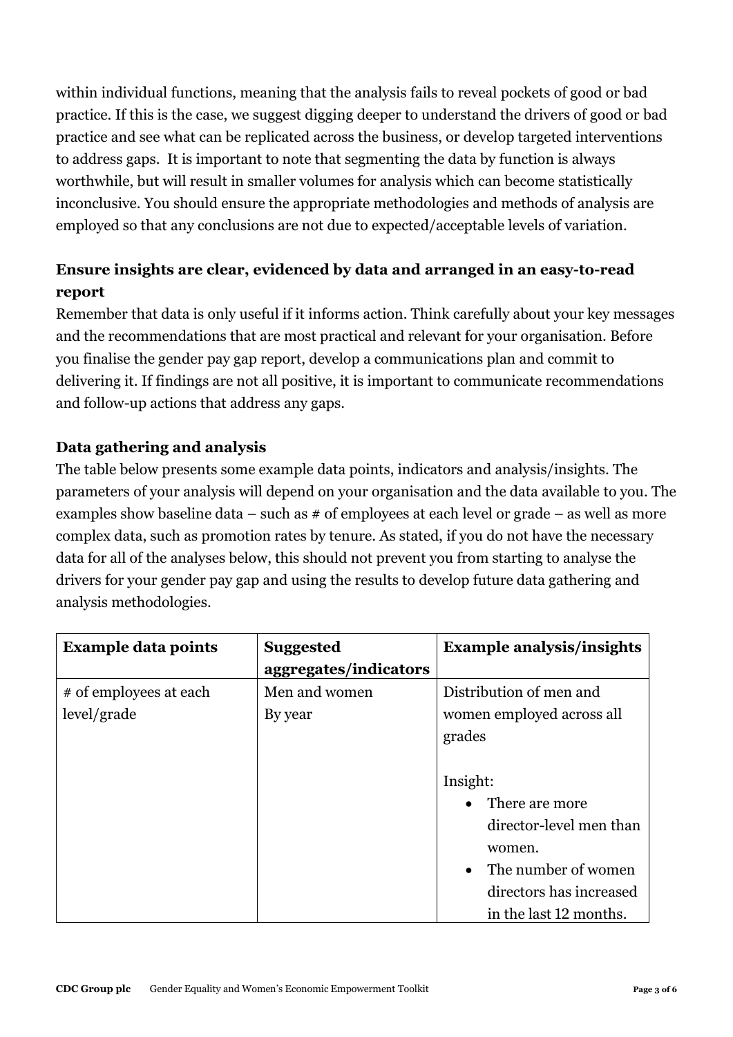within individual functions, meaning that the analysis fails to reveal pockets of good or bad practice. If this is the case, we suggest digging deeper to understand the drivers of good or bad practice and see what can be replicated across the business, or develop targeted interventions to address gaps. It is important to note that segmenting the data by function is always worthwhile, but will result in smaller volumes for analysis which can become statistically inconclusive. You should ensure the appropriate methodologies and methods of analysis are employed so that any conclusions are not due to expected/acceptable levels of variation.

### Ensure insights are clear, evidenced by data and arranged in an easy-to-read report

Remember that data is only useful if it informs action. Think carefully about your key messages and the recommendations that are most practical and relevant for your organisation. Before you finalise the gender pay gap report, develop a communications plan and commit to delivering it. If findings are not all positive, it is important to communicate recommendations and follow-up actions that address any gaps.

### Data gathering and analysis

The table below presents some example data points, indicators and analysis/insights. The parameters of your analysis will depend on your organisation and the data available to you. The examples show baseline data – such as # of employees at each level or grade – as well as more complex data, such as promotion rates by tenure. As stated, if you do not have the necessary data for all of the analyses below, this should not prevent you from starting to analyse the drivers for your gender pay gap and using the results to develop future data gathering and analysis methodologies.

| Example data points | Suggested aggregates/indicators | Example analysis/insights |
| --- | --- | --- |
| # of employees at each level/grade | Men and women<br>By year | Distribution of men and women employed across all grades<br><br>Insight:<br>• There are more director-level men than women.<br>• The number of women directors has increased in the last 12 months. |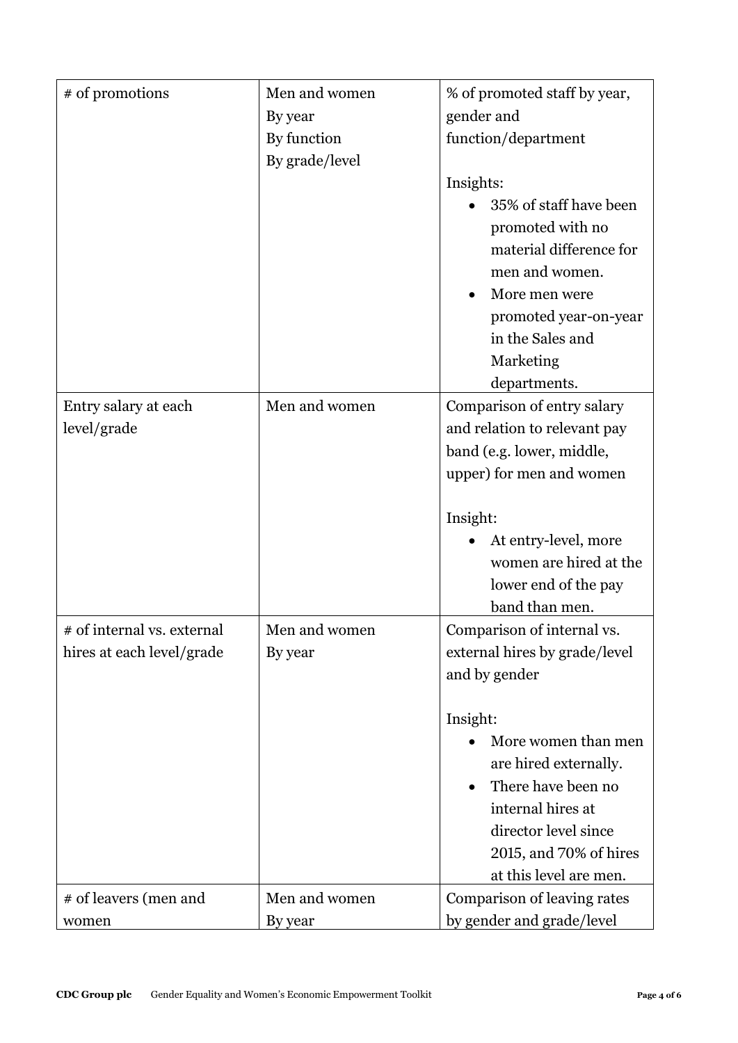| # of promotions | Men and women<br>By year<br>By function<br>By grade/level | % of promoted staff by year, gender and function/department<br><br>Insights:<br>• 35% of staff have been promoted with no material difference for men and women.<br>• More men were promoted year-on-year in the Sales and Marketing departments. |
|---|---|---|
| Entry salary at each level/grade | Men and women | Comparison of entry salary and relation to relevant pay band (e.g. lower, middle, upper) for men and women<br><br>Insight:<br>• At entry-level, more women are hired at the lower end of the pay band than men. |
| # of internal vs. external hires at each level/grade | Men and women<br>By year | Comparison of internal vs. external hires by grade/level and by gender<br><br>Insight:<br>• More women than men are hired externally.<br>• There have been no internal hires at director level since 2015, and 70% of hires at this level are men. |
| # of leavers (men and women | Men and women<br>By year | Comparison of leaving rates by gender and grade/level |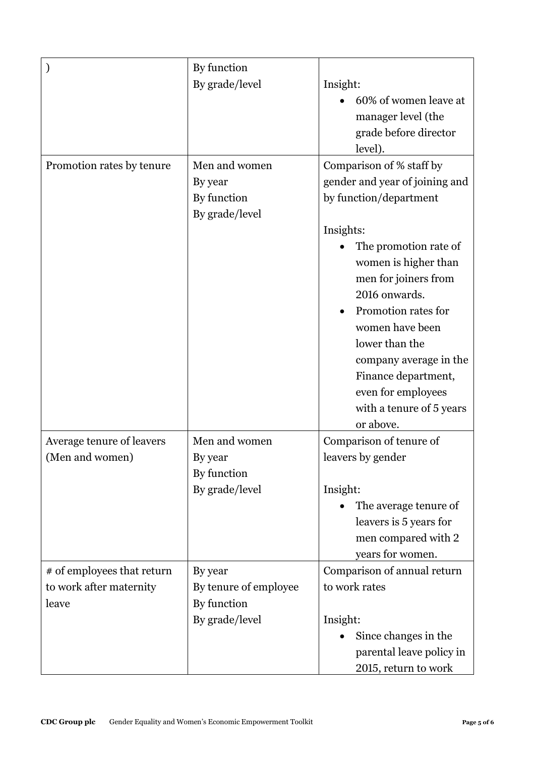| | | |
|---|---|---|
| ) | By function<br>By grade/level | Insight:<br>• 60% of women leave at manager level (the grade before director level). |
| Promotion rates by tenure | Men and women<br>By year<br>By function<br>By grade/level | Comparison of % staff by gender and year of joining and by function/department<br><br>Insights:<br>• The promotion rate of women is higher than men for joiners from 2016 onwards.<br>• Promotion rates for women have been lower than the company average in the Finance department, even for employees with a tenure of 5 years or above. |
| Average tenure of leavers (Men and women) | Men and women<br>By year<br>By function<br>By grade/level | Comparison of tenure of leavers by gender<br><br>Insight:<br>• The average tenure of leavers is 5 years for men compared with 2 years for women. |
| # of employees that return to work after maternity leave | By year<br>By tenure of employee<br>By function<br>By grade/level | Comparison of annual return to work rates<br><br>Insight:<br>• Since changes in the parental leave policy in 2015, return to work |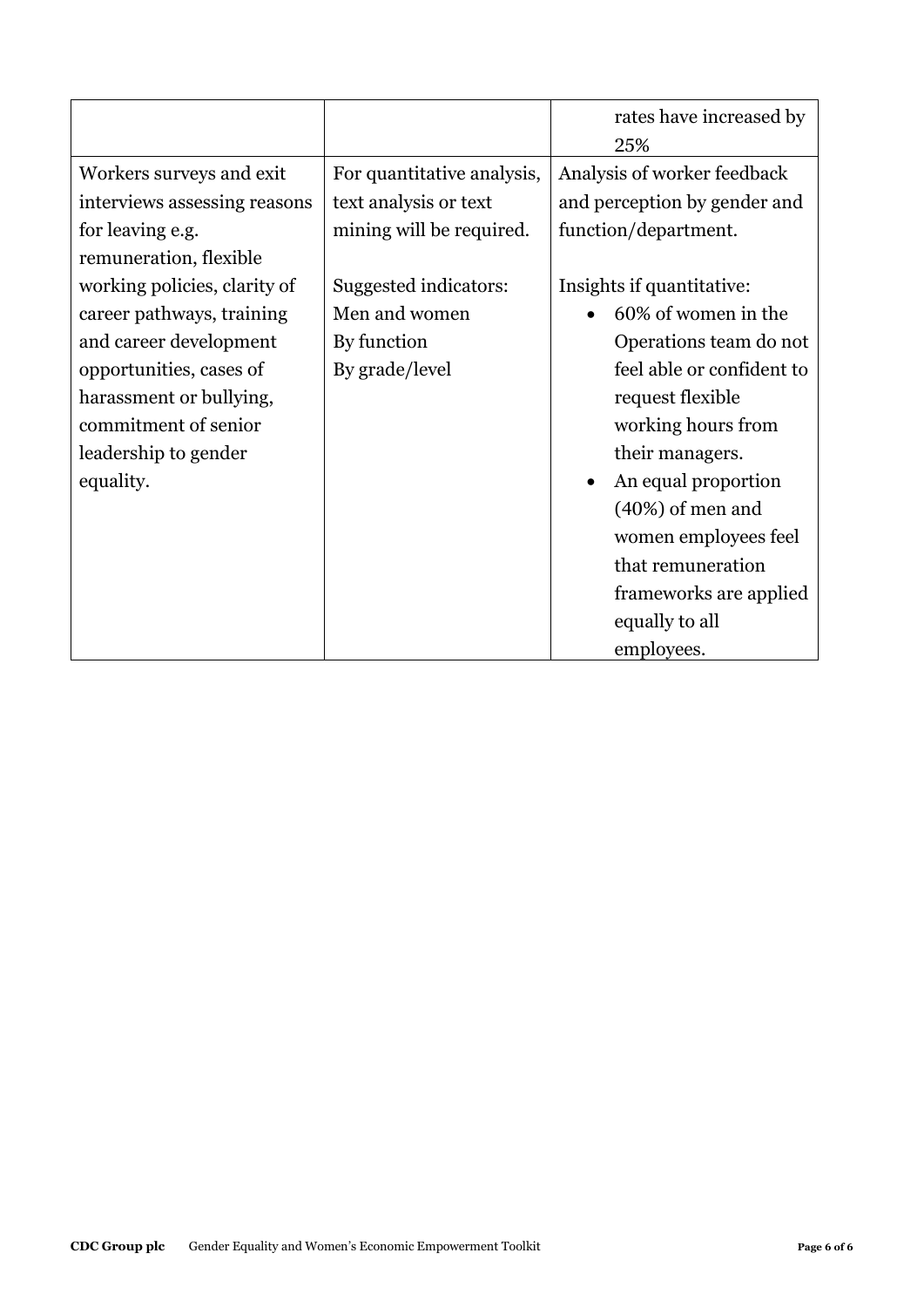| | | |
|---|---|---|
| | | rates have increased by 25% |
| Workers surveys and exit interviews assessing reasons for leaving e.g. remuneration, flexible working policies, clarity of career pathways, training and career development opportunities, cases of harassment or bullying, commitment of senior leadership to gender equality. | For quantitative analysis, text analysis or text mining will be required.<br><br>Suggested indicators:<br>Men and women<br>By function<br>By grade/level | Analysis of worker feedback and perception by gender and function/department.<br><br>Insights if quantitative:<br>• 60% of women in the Operations team do not feel able or confident to request flexible working hours from their managers.<br>• An equal proportion (40%) of men and women employees feel that remuneration frameworks are applied equally to all employees. |